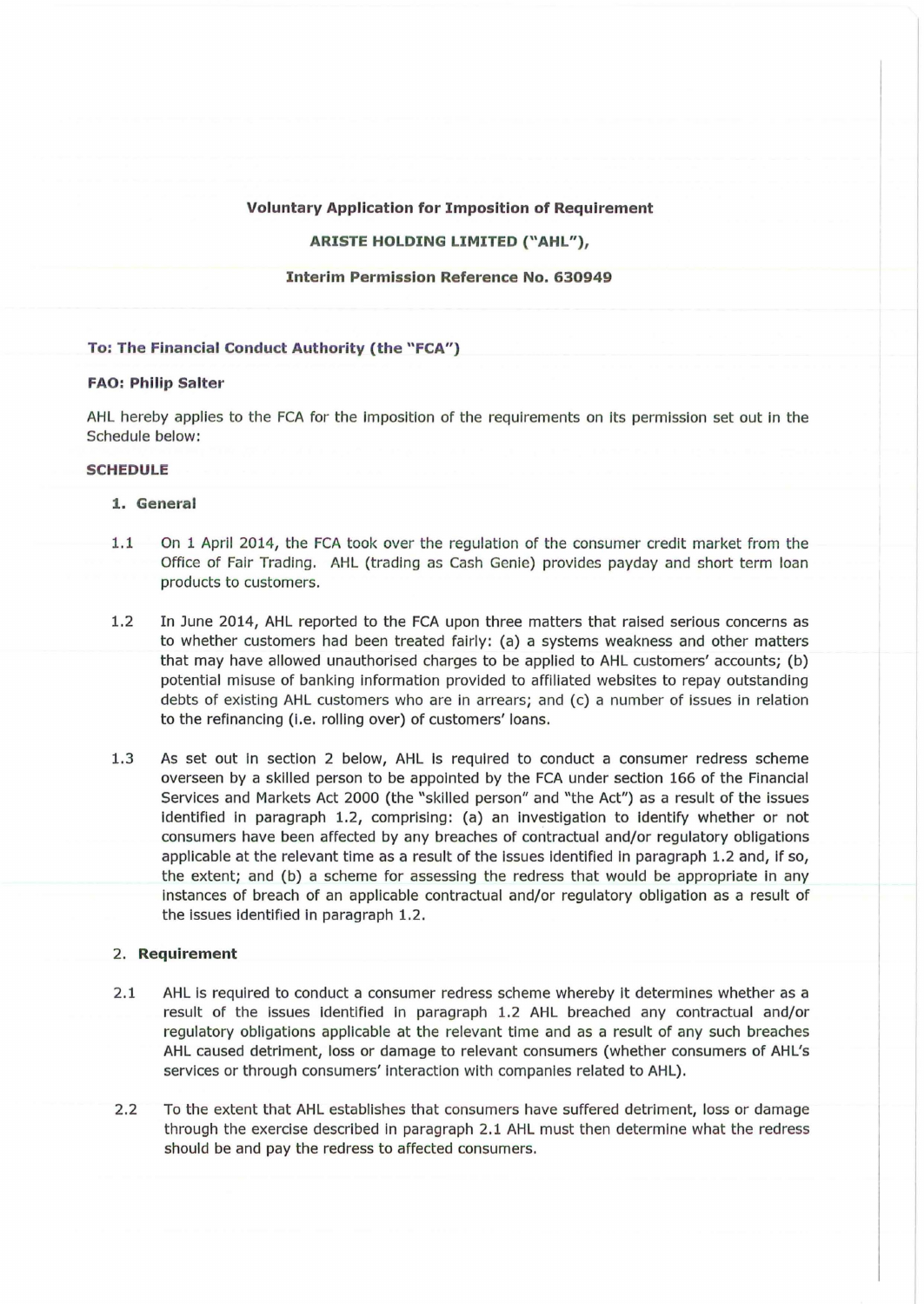**Voluntary Application for Imposition of Requirement**

**ARISTE HOLDING LIMITED ("AHL"),**

**Interim Permission Reference No. 630949**

**To: The Financial Conduct Authority (the "FCA")**

**FAO: Philip Salter**

AHL hereby applies to the FCA for the imposition of the requirements on its permission set out in the Schedule below:

**SCHEDULE**

**1. General**

1.1 On 1 April 2014, the FCA took over the regulation of the consumer credit market from the Office of Fair Trading. AHL (trading as Cash Genie) provides payday and short term loan products to customers.

1.2 In June 2014, AHL reported to the FCA upon three matters that raised serious concerns as to whether customers had been treated fairly: (a) a systems weakness and other matters that may have allowed unauthorised charges to be applied to AHL customers' accounts; (b) potential misuse of banking information provided to affiliated websites to repay outstanding debts of existing AHL customers who are in arrears; and (c) a number of issues in relation to the refinancing (i.e. rolling over) of customers' loans.

1.3 As set out in section 2 below, AHL is required to conduct a consumer redress scheme overseen by a skilled person to be appointed by the FCA under section 166 of the Financial Services and Markets Act 2000 (the "skilled person" and "the Act") as a result of the issues identified in paragraph 1.2, comprising: (a) an investigation to identify whether or not consumers have been affected by any breaches of contractual and/or regulatory obligations applicable at the relevant time as a result of the issues identified in paragraph 1.2 and, if so, the extent; and (b) a scheme for assessing the redress that would be appropriate in any instances of breach of an applicable contractual and/or regulatory obligation as a result of the issues identified in paragraph 1.2.

**2. Requirement**

2.1 AHL is required to conduct a consumer redress scheme whereby it determines whether as a result of the issues identified in paragraph 1.2 AHL breached any contractual and/or regulatory obligations applicable at the relevant time and as a result of any such breaches AHL caused detriment, loss or damage to relevant consumers (whether consumers of AHL's services or through consumers' interaction with companies related to AHL).

2.2 To the extent that AHL establishes that consumers have suffered detriment, loss or damage through the exercise described in paragraph 2.1 AHL must then determine what the redress should be and pay the redress to affected consumers.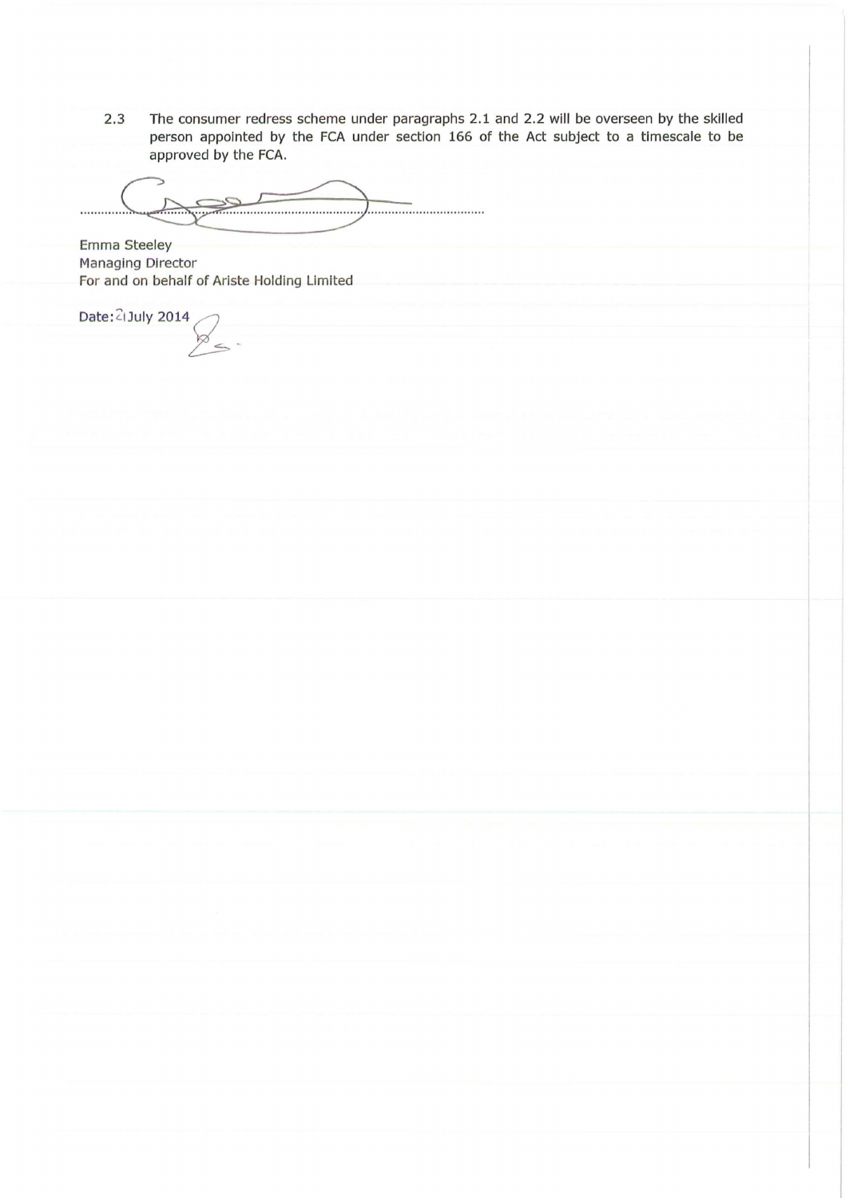2.3 The consumer redress scheme under paragraphs 2.1 and 2.2 will be overseen by the skilled person appointed by the FCA under section 166 of the Act subject to a timescale to be approved by the FCA.

..........................................................................................................

Emma Steeley
Managing Director
For and on behalf of Ariste Holding Limited

Date: 21 July 2014